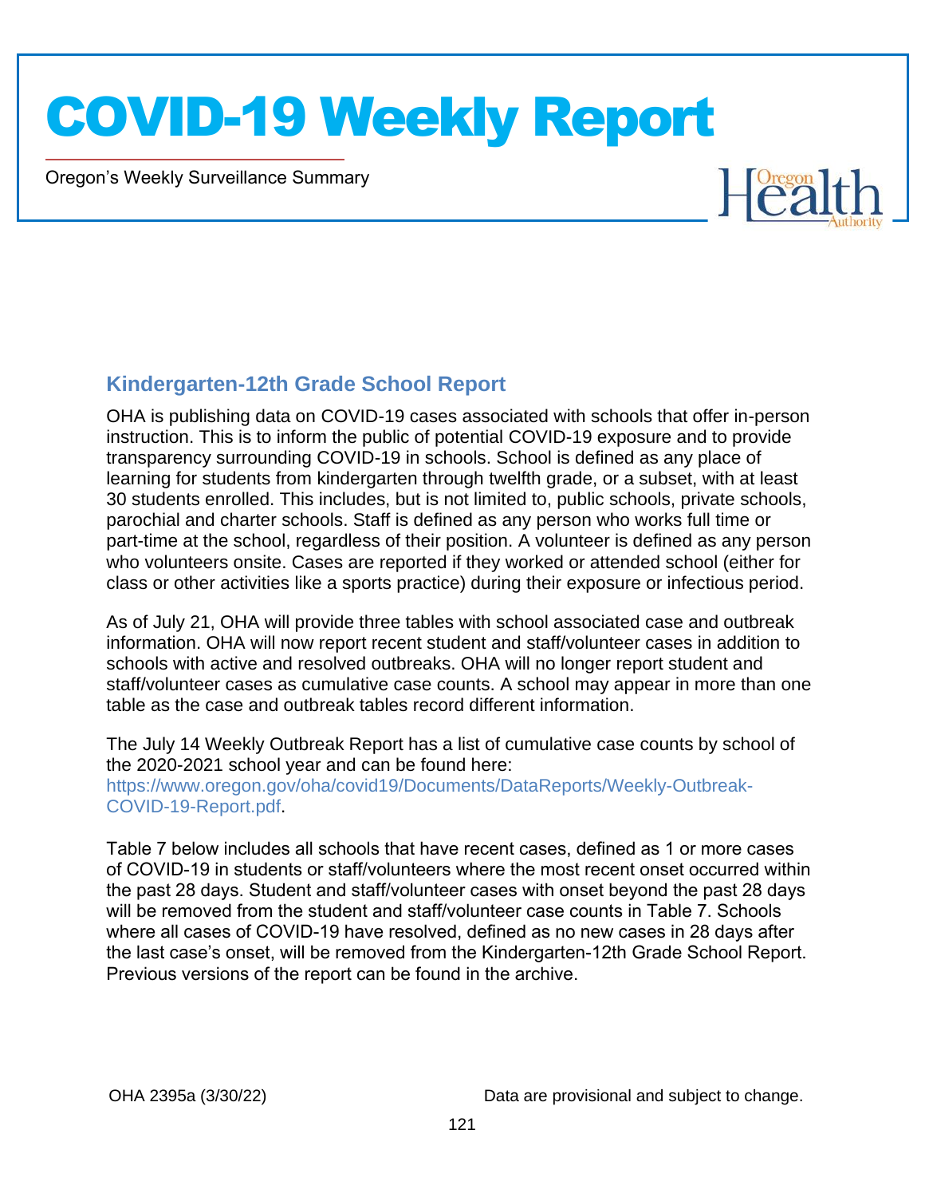## Kindergarten-12th Grade School Report

OHA is publishing data on COVID-19 cases associated with schools that offer in-person instruction. This is to inform the public of potential COVID-19 exposure and to provide transparency surrounding COVID-19 in schools. School is defined as any place of learning for students from kindergarten through twelfth grade, or a subset, with at least 30 students enrolled. This includes, but is not limited to, public schools, private schools, parochial and charter schools. Staff is defined as any person who works full time or part-time at the school, regardless of their position. A volunteer is defined as any person who volunteers onsite. Cases are reported if they worked or attended school (either for class or other activities like a sports practice) during their exposure or infectious period.

As of July 21, OHA will provide three tables with school associated case and outbreak information. OHA will now report recent student and staff/volunteer cases in addition to schools with active and resolved outbreaks. OHA will no longer report student and staff/volunteer cases as cumulative case counts. A school may appear in more than one table as the case and outbreak tables record different information.

The July 14 Weekly Outbreak Report has a list of cumulative case counts by school of the 2020-2021 school year and can be found here: https://www.oregon.gov/oha/covid19/Documents/DataReports/Weekly-Outbreak-COVID-19-Report.pdf.

Table 7 below includes all schools that have recent cases, defined as 1 or more cases of COVID-19 in students or staff/volunteers where the most recent onset occurred within the past 28 days. Student and staff/volunteer cases with onset beyond the past 28 days will be removed from the student and staff/volunteer case counts in Table 7. Schools where all cases of COVID-19 have resolved, defined as no new cases in 28 days after the last case's onset, will be removed from the Kindergarten-12th Grade School Report. Previous versions of the report can be found in the archive.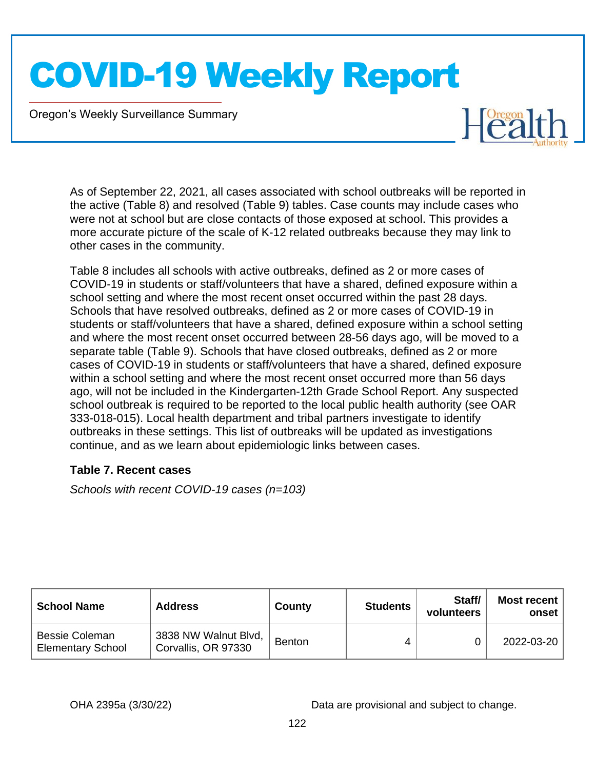As of September 22, 2021, all cases associated with school outbreaks will be reported in the active (Table 8) and resolved (Table 9) tables. Case counts may include cases who were not at school but are close contacts of those exposed at school. This provides a more accurate picture of the scale of K-12 related outbreaks because they may link to other cases in the community.

Table 8 includes all schools with active outbreaks, defined as 2 or more cases of COVID-19 in students or staff/volunteers that have a shared, defined exposure within a school setting and where the most recent onset occurred within the past 28 days. Schools that have resolved outbreaks, defined as 2 or more cases of COVID-19 in students or staff/volunteers that have a shared, defined exposure within a school setting and where the most recent onset occurred between 28-56 days ago, will be moved to a separate table (Table 9). Schools that have closed outbreaks, defined as 2 or more cases of COVID-19 in students or staff/volunteers that have a shared, defined exposure within a school setting and where the most recent onset occurred more than 56 days ago, will not be included in the Kindergarten-12th Grade School Report. Any suspected school outbreak is required to be reported to the local public health authority (see OAR 333-018-015). Local health department and tribal partners investigate to identify outbreaks in these settings. This list of outbreaks will be updated as investigations continue, and as we learn about epidemiologic links between cases.

### Table 7. Recent cases

*Schools with recent COVID-19 cases (n=103)*

| School Name | Address | County | Students | Staff/ volunteers | Most recent onset |
|---|---|---|---|---|---|
| Bessie Coleman Elementary School | 3838 NW Walnut Blvd, Corvallis, OR 97330 | Benton | 4 | 0 | 2022-03-20 |

OHA 2395a (3/30/22)

Data are provisional and subject to change.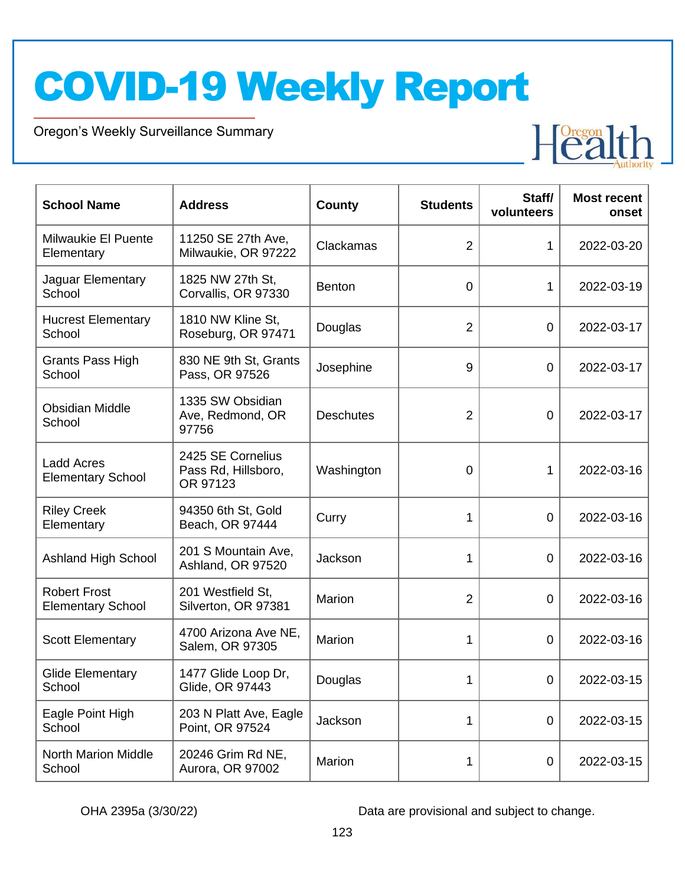# COVID-19 Weekly Report

Oregon's Weekly Surveillance Summary

| School Name | Address | County | Students | Staff/ volunteers | Most recent onset |
|---|---|---|---|---|---|
| Milwaukie El Puente Elementary | 11250 SE 27th Ave, Milwaukie, OR 97222 | Clackamas | 2 | 1 | 2022-03-20 |
| Jaguar Elementary School | 1825 NW 27th St, Corvallis, OR 97330 | Benton | 0 | 1 | 2022-03-19 |
| Hucrest Elementary School | 1810 NW Kline St, Roseburg, OR 97471 | Douglas | 2 | 0 | 2022-03-17 |
| Grants Pass High School | 830 NE 9th St, Grants Pass, OR 97526 | Josephine | 9 | 0 | 2022-03-17 |
| Obsidian Middle School | 1335 SW Obsidian Ave, Redmond, OR 97756 | Deschutes | 2 | 0 | 2022-03-17 |
| Ladd Acres Elementary School | 2425 SE Cornelius Pass Rd, Hillsboro, OR 97123 | Washington | 0 | 1 | 2022-03-16 |
| Riley Creek Elementary | 94350 6th St, Gold Beach, OR 97444 | Curry | 1 | 0 | 2022-03-16 |
| Ashland High School | 201 S Mountain Ave, Ashland, OR 97520 | Jackson | 1 | 0 | 2022-03-16 |
| Robert Frost Elementary School | 201 Westfield St, Silverton, OR 97381 | Marion | 2 | 0 | 2022-03-16 |
| Scott Elementary | 4700 Arizona Ave NE, Salem, OR 97305 | Marion | 1 | 0 | 2022-03-16 |
| Glide Elementary School | 1477 Glide Loop Dr, Glide, OR 97443 | Douglas | 1 | 0 | 2022-03-15 |
| Eagle Point High School | 203 N Platt Ave, Eagle Point, OR 97524 | Jackson | 1 | 0 | 2022-03-15 |
| North Marion Middle School | 20246 Grim Rd NE, Aurora, OR 97002 | Marion | 1 | 0 | 2022-03-15 |

OHA 2395a (3/30/22)

Data are provisional and subject to change.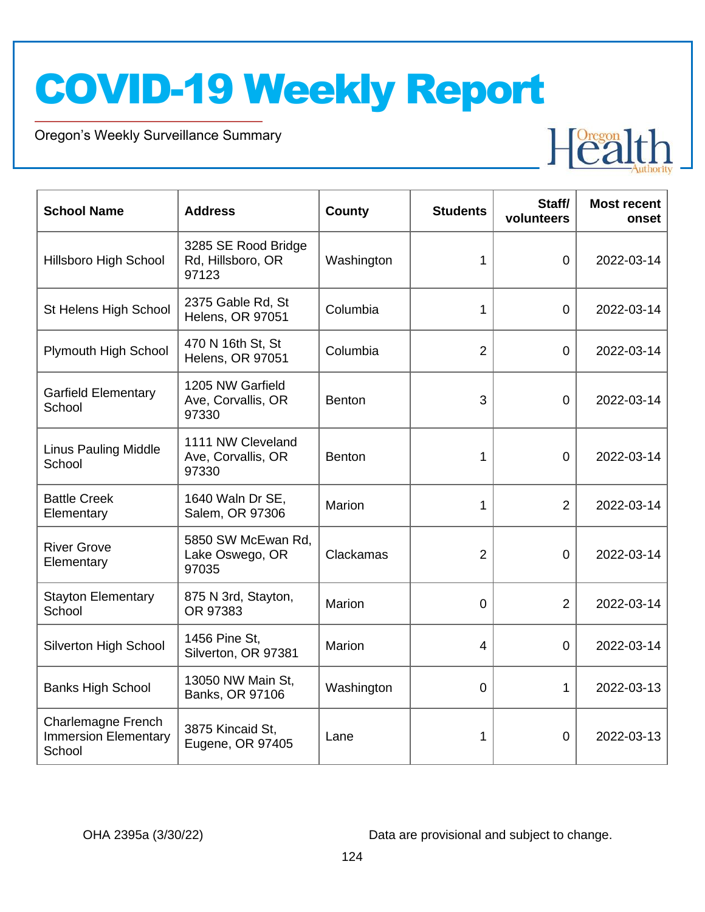| School Name | Address | County | Students | Staff/ volunteers | Most recent onset |
|---|---|---|---|---|---|
| Hillsboro High School | 3285 SE Rood Bridge Rd, Hillsboro, OR 97123 | Washington | 1 | 0 | 2022-03-14 |
| St Helens High School | 2375 Gable Rd, St Helens, OR 97051 | Columbia | 1 | 0 | 2022-03-14 |
| Plymouth High School | 470 N 16th St, St Helens, OR 97051 | Columbia | 2 | 0 | 2022-03-14 |
| Garfield Elementary School | 1205 NW Garfield Ave, Corvallis, OR 97330 | Benton | 3 | 0 | 2022-03-14 |
| Linus Pauling Middle School | 1111 NW Cleveland Ave, Corvallis, OR 97330 | Benton | 1 | 0 | 2022-03-14 |
| Battle Creek Elementary | 1640 Waln Dr SE, Salem, OR 97306 | Marion | 1 | 2 | 2022-03-14 |
| River Grove Elementary | 5850 SW McEwan Rd, Lake Oswego, OR 97035 | Clackamas | 2 | 0 | 2022-03-14 |
| Stayton Elementary School | 875 N 3rd, Stayton, OR 97383 | Marion | 0 | 2 | 2022-03-14 |
| Silverton High School | 1456 Pine St, Silverton, OR 97381 | Marion | 4 | 0 | 2022-03-14 |
| Banks High School | 13050 NW Main St, Banks, OR 97106 | Washington | 0 | 1 | 2022-03-13 |
| Charlemagne French Immersion Elementary School | 3875 Kincaid St, Eugene, OR 97405 | Lane | 1 | 0 | 2022-03-13 |

OHA 2395a (3/30/22) Data are provisional and subject to change.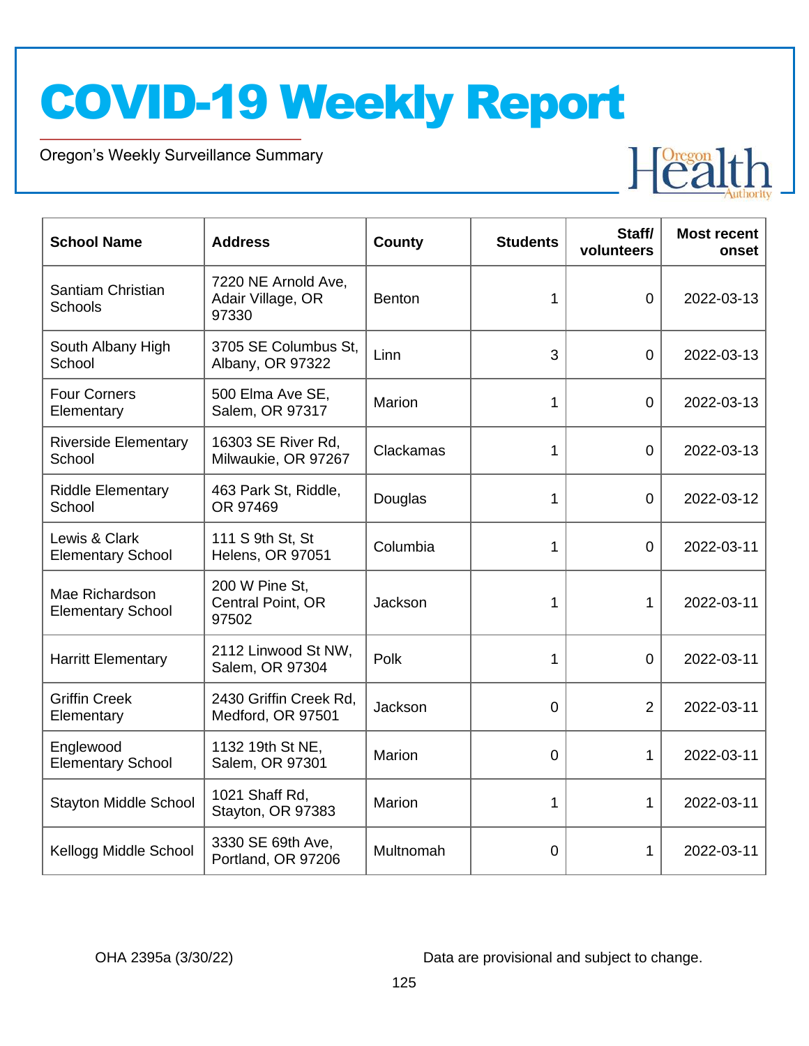# COVID-19 Weekly Report

Oregon's Weekly Surveillance Summary

| School Name | Address | County | Students | Staff/ volunteers | Most recent onset |
|---|---|---|---|---|---|
| Santiam Christian Schools | 7220 NE Arnold Ave, Adair Village, OR 97330 | Benton | 1 | 0 | 2022-03-13 |
| South Albany High School | 3705 SE Columbus St, Albany, OR 97322 | Linn | 3 | 0 | 2022-03-13 |
| Four Corners Elementary | 500 Elma Ave SE, Salem, OR 97317 | Marion | 1 | 0 | 2022-03-13 |
| Riverside Elementary School | 16303 SE River Rd, Milwaukie, OR 97267 | Clackamas | 1 | 0 | 2022-03-13 |
| Riddle Elementary School | 463 Park St, Riddle, OR 97469 | Douglas | 1 | 0 | 2022-03-12 |
| Lewis & Clark Elementary School | 111 S 9th St, St Helens, OR 97051 | Columbia | 1 | 0 | 2022-03-11 |
| Mae Richardson Elementary School | 200 W Pine St, Central Point, OR 97502 | Jackson | 1 | 1 | 2022-03-11 |
| Harritt Elementary | 2112 Linwood St NW, Salem, OR 97304 | Polk | 1 | 0 | 2022-03-11 |
| Griffin Creek Elementary | 2430 Griffin Creek Rd, Medford, OR 97501 | Jackson | 0 | 2 | 2022-03-11 |
| Englewood Elementary School | 1132 19th St NE, Salem, OR 97301 | Marion | 0 | 1 | 2022-03-11 |
| Stayton Middle School | 1021 Shaff Rd, Stayton, OR 97383 | Marion | 1 | 1 | 2022-03-11 |
| Kellogg Middle School | 3330 SE 69th Ave, Portland, OR 97206 | Multnomah | 0 | 1 | 2022-03-11 |

OHA 2395a (3/30/22)

Data are provisional and subject to change.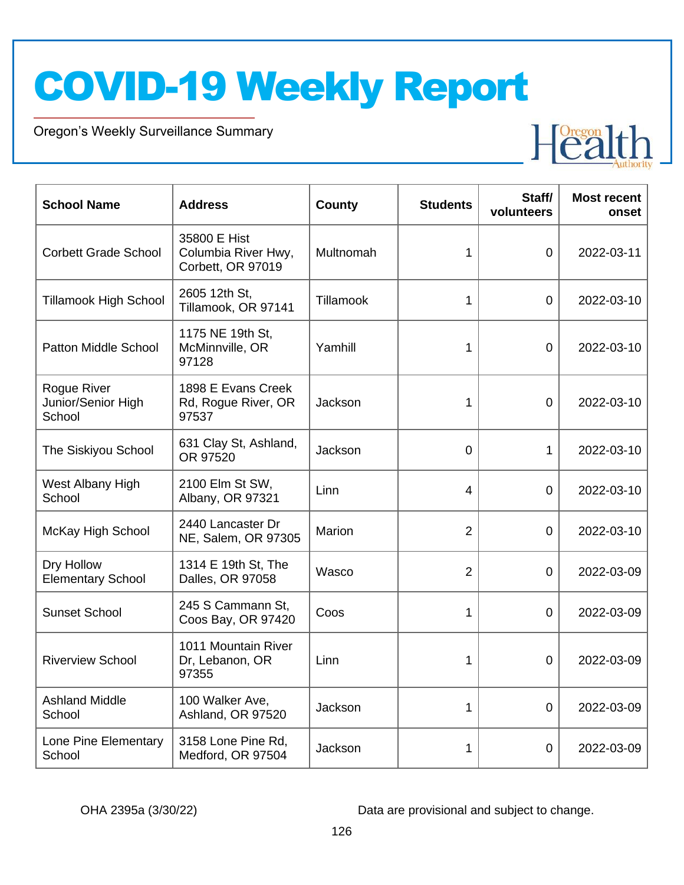# COVID-19 Weekly Report

Oregon's Weekly Surveillance Summary

| School Name | Address | County | Students | Staff/ volunteers | Most recent onset |
|---|---|---|---|---|---|
| Corbett Grade School | 35800 E Hist Columbia River Hwy, Corbett, OR 97019 | Multnomah | 1 | 0 | 2022-03-11 |
| Tillamook High School | 2605 12th St, Tillamook, OR 97141 | Tillamook | 1 | 0 | 2022-03-10 |
| Patton Middle School | 1175 NE 19th St, McMinnville, OR 97128 | Yamhill | 1 | 0 | 2022-03-10 |
| Rogue River Junior/Senior High School | 1898 E Evans Creek Rd, Rogue River, OR 97537 | Jackson | 1 | 0 | 2022-03-10 |
| The Siskiyou School | 631 Clay St, Ashland, OR 97520 | Jackson | 0 | 1 | 2022-03-10 |
| West Albany High School | 2100 Elm St SW, Albany, OR 97321 | Linn | 4 | 0 | 2022-03-10 |
| McKay High School | 2440 Lancaster Dr NE, Salem, OR 97305 | Marion | 2 | 0 | 2022-03-10 |
| Dry Hollow Elementary School | 1314 E 19th St, The Dalles, OR 97058 | Wasco | 2 | 0 | 2022-03-09 |
| Sunset School | 245 S Cammann St, Coos Bay, OR 97420 | Coos | 1 | 0 | 2022-03-09 |
| Riverview School | 1011 Mountain River Dr, Lebanon, OR 97355 | Linn | 1 | 0 | 2022-03-09 |
| Ashland Middle School | 100 Walker Ave, Ashland, OR 97520 | Jackson | 1 | 0 | 2022-03-09 |
| Lone Pine Elementary School | 3158 Lone Pine Rd, Medford, OR 97504 | Jackson | 1 | 0 | 2022-03-09 |

OHA 2395a (3/30/22)

Data are provisional and subject to change.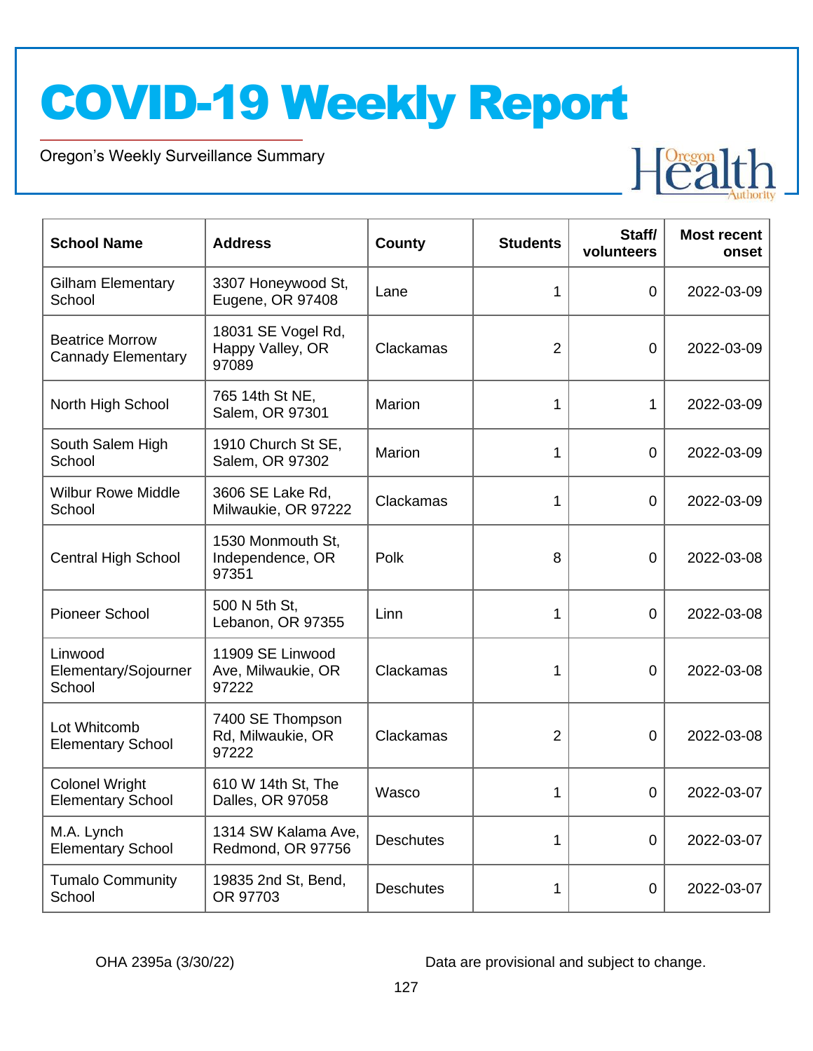# COVID-19 Weekly Report

Oregon's Weekly Surveillance Summary

| School Name | Address | County | Students | Staff/ volunteers | Most recent onset |
|---|---|---|---|---|---|
| Gilham Elementary School | 3307 Honeywood St, Eugene, OR 97408 | Lane | 1 | 0 | 2022-03-09 |
| Beatrice Morrow Cannady Elementary | 18031 SE Vogel Rd, Happy Valley, OR 97089 | Clackamas | 2 | 0 | 2022-03-09 |
| North High School | 765 14th St NE, Salem, OR 97301 | Marion | 1 | 1 | 2022-03-09 |
| South Salem High School | 1910 Church St SE, Salem, OR 97302 | Marion | 1 | 0 | 2022-03-09 |
| Wilbur Rowe Middle School | 3606 SE Lake Rd, Milwaukie, OR 97222 | Clackamas | 1 | 0 | 2022-03-09 |
| Central High School | 1530 Monmouth St, Independence, OR 97351 | Polk | 8 | 0 | 2022-03-08 |
| Pioneer School | 500 N 5th St, Lebanon, OR 97355 | Linn | 1 | 0 | 2022-03-08 |
| Linwood Elementary/Sojourner School | 11909 SE Linwood Ave, Milwaukie, OR 97222 | Clackamas | 1 | 0 | 2022-03-08 |
| Lot Whitcomb Elementary School | 7400 SE Thompson Rd, Milwaukie, OR 97222 | Clackamas | 2 | 0 | 2022-03-08 |
| Colonel Wright Elementary School | 610 W 14th St, The Dalles, OR 97058 | Wasco | 1 | 0 | 2022-03-07 |
| M.A. Lynch Elementary School | 1314 SW Kalama Ave, Redmond, OR 97756 | Deschutes | 1 | 0 | 2022-03-07 |
| Tumalo Community School | 19835 2nd St, Bend, OR 97703 | Deschutes | 1 | 0 | 2022-03-07 |

OHA 2395a (3/30/22)

Data are provisional and subject to change.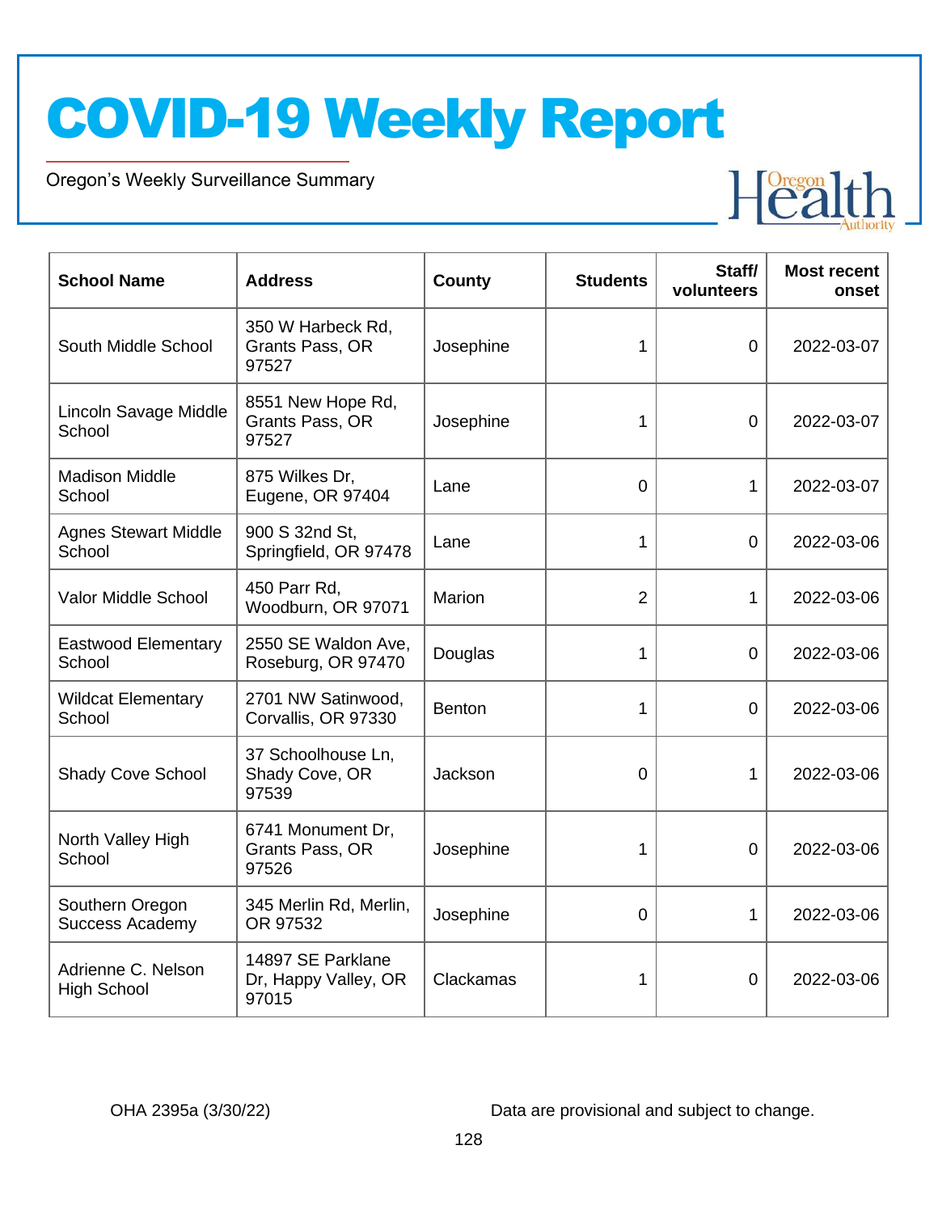# COVID-19 Weekly Report

Oregon's Weekly Surveillance Summary

| School Name | Address | County | Students | Staff/ volunteers | Most recent onset |
|---|---|---|---|---|---|
| South Middle School | 350 W Harbeck Rd, Grants Pass, OR 97527 | Josephine | 1 | 0 | 2022-03-07 |
| Lincoln Savage Middle School | 8551 New Hope Rd, Grants Pass, OR 97527 | Josephine | 1 | 0 | 2022-03-07 |
| Madison Middle School | 875 Wilkes Dr, Eugene, OR 97404 | Lane | 0 | 1 | 2022-03-07 |
| Agnes Stewart Middle School | 900 S 32nd St, Springfield, OR 97478 | Lane | 1 | 0 | 2022-03-06 |
| Valor Middle School | 450 Parr Rd, Woodburn, OR 97071 | Marion | 2 | 1 | 2022-03-06 |
| Eastwood Elementary School | 2550 SE Waldon Ave, Roseburg, OR 97470 | Douglas | 1 | 0 | 2022-03-06 |
| Wildcat Elementary School | 2701 NW Satinwood, Corvallis, OR 97330 | Benton | 1 | 0 | 2022-03-06 |
| Shady Cove School | 37 Schoolhouse Ln, Shady Cove, OR 97539 | Jackson | 0 | 1 | 2022-03-06 |
| North Valley High School | 6741 Monument Dr, Grants Pass, OR 97526 | Josephine | 1 | 0 | 2022-03-06 |
| Southern Oregon Success Academy | 345 Merlin Rd, Merlin, OR 97532 | Josephine | 0 | 1 | 2022-03-06 |
| Adrienne C. Nelson High School | 14897 SE Parklane Dr, Happy Valley, OR 97015 | Clackamas | 1 | 0 | 2022-03-06 |

OHA 2395a (3/30/22)

Data are provisional and subject to change.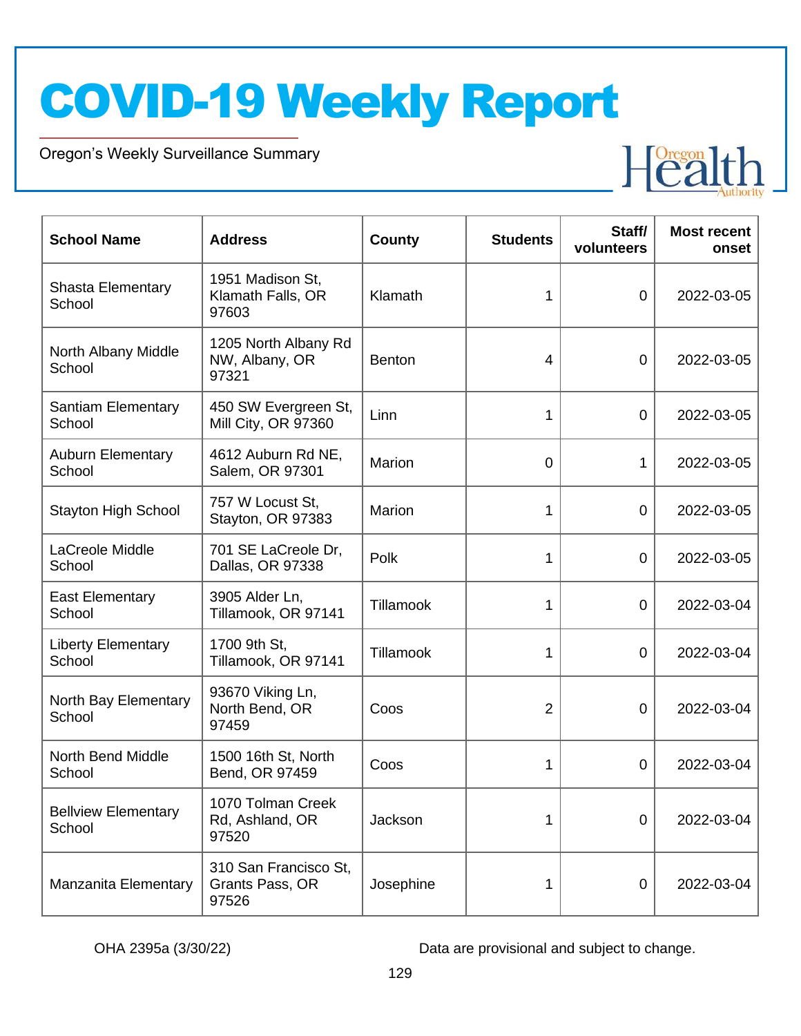# COVID-19 Weekly Report

Oregon's Weekly Surveillance Summary

| School Name | Address | County | Students | Staff/ volunteers | Most recent onset |
|---|---|---|---|---|---|
| Shasta Elementary School | 1951 Madison St, Klamath Falls, OR 97603 | Klamath | 1 | 0 | 2022-03-05 |
| North Albany Middle School | 1205 North Albany Rd NW, Albany, OR 97321 | Benton | 4 | 0 | 2022-03-05 |
| Santiam Elementary School | 450 SW Evergreen St, Mill City, OR 97360 | Linn | 1 | 0 | 2022-03-05 |
| Auburn Elementary School | 4612 Auburn Rd NE, Salem, OR 97301 | Marion | 0 | 1 | 2022-03-05 |
| Stayton High School | 757 W Locust St, Stayton, OR 97383 | Marion | 1 | 0 | 2022-03-05 |
| LaCreole Middle School | 701 SE LaCreole Dr, Dallas, OR 97338 | Polk | 1 | 0 | 2022-03-05 |
| East Elementary School | 3905 Alder Ln, Tillamook, OR 97141 | Tillamook | 1 | 0 | 2022-03-04 |
| Liberty Elementary School | 1700 9th St, Tillamook, OR 97141 | Tillamook | 1 | 0 | 2022-03-04 |
| North Bay Elementary School | 93670 Viking Ln, North Bend, OR 97459 | Coos | 2 | 0 | 2022-03-04 |
| North Bend Middle School | 1500 16th St, North Bend, OR 97459 | Coos | 1 | 0 | 2022-03-04 |
| Bellview Elementary School | 1070 Tolman Creek Rd, Ashland, OR 97520 | Jackson | 1 | 0 | 2022-03-04 |
| Manzanita Elementary | 310 San Francisco St, Grants Pass, OR 97526 | Josephine | 1 | 0 | 2022-03-04 |

OHA 2395a (3/30/22)

Data are provisional and subject to change.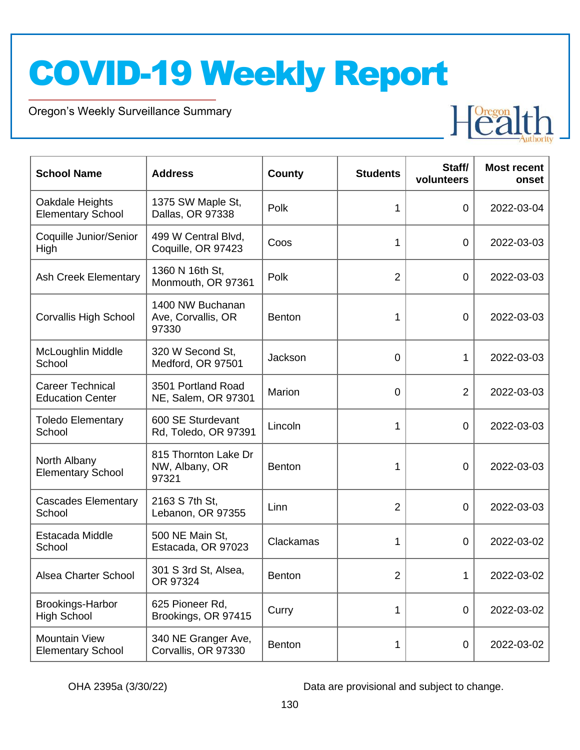# COVID-19 Weekly Report

Oregon's Weekly Surveillance Summary

| School Name | Address | County | Students | Staff/ volunteers | Most recent onset |
|---|---|---|---|---|---|
| Oakdale Heights Elementary School | 1375 SW Maple St, Dallas, OR 97338 | Polk | 1 | 0 | 2022-03-04 |
| Coquille Junior/Senior High | 499 W Central Blvd, Coquille, OR 97423 | Coos | 1 | 0 | 2022-03-03 |
| Ash Creek Elementary | 1360 N 16th St, Monmouth, OR 97361 | Polk | 2 | 0 | 2022-03-03 |
| Corvallis High School | 1400 NW Buchanan Ave, Corvallis, OR 97330 | Benton | 1 | 0 | 2022-03-03 |
| McLoughlin Middle School | 320 W Second St, Medford, OR 97501 | Jackson | 0 | 1 | 2022-03-03 |
| Career Technical Education Center | 3501 Portland Road NE, Salem, OR 97301 | Marion | 0 | 2 | 2022-03-03 |
| Toledo Elementary School | 600 SE Sturdevant Rd, Toledo, OR 97391 | Lincoln | 1 | 0 | 2022-03-03 |
| North Albany Elementary School | 815 Thornton Lake Dr NW, Albany, OR 97321 | Benton | 1 | 0 | 2022-03-03 |
| Cascades Elementary School | 2163 S 7th St, Lebanon, OR 97355 | Linn | 2 | 0 | 2022-03-03 |
| Estacada Middle School | 500 NE Main St, Estacada, OR 97023 | Clackamas | 1 | 0 | 2022-03-02 |
| Alsea Charter School | 301 S 3rd St, Alsea, OR 97324 | Benton | 2 | 1 | 2022-03-02 |
| Brookings-Harbor High School | 625 Pioneer Rd, Brookings, OR 97415 | Curry | 1 | 0 | 2022-03-02 |
| Mountain View Elementary School | 340 NE Granger Ave, Corvallis, OR 97330 | Benton | 1 | 0 | 2022-03-02 |

OHA 2395a (3/30/22)

Data are provisional and subject to change.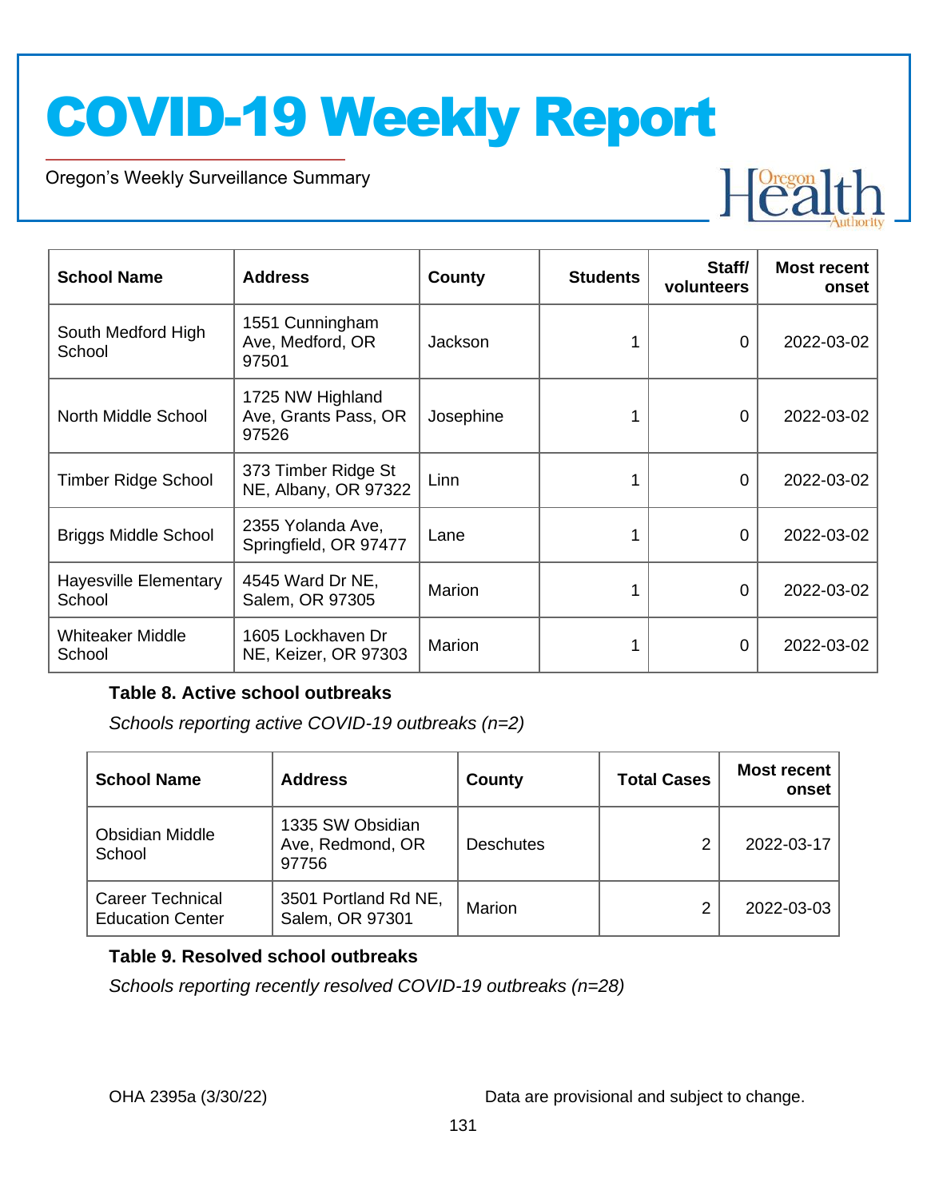| School Name | Address | County | Students | Staff/ volunteers | Most recent onset |
|---|---|---|---|---|---|
| South Medford High School | 1551 Cunningham Ave, Medford, OR 97501 | Jackson | 1 | 0 | 2022-03-02 |
| North Middle School | 1725 NW Highland Ave, Grants Pass, OR 97526 | Josephine | 1 | 0 | 2022-03-02 |
| Timber Ridge School | 373 Timber Ridge St NE, Albany, OR 97322 | Linn | 1 | 0 | 2022-03-02 |
| Briggs Middle School | 2355 Yolanda Ave, Springfield, OR 97477 | Lane | 1 | 0 | 2022-03-02 |
| Hayesville Elementary School | 4545 Ward Dr NE, Salem, OR 97305 | Marion | 1 | 0 | 2022-03-02 |
| Whiteaker Middle School | 1605 Lockhaven Dr NE, Keizer, OR 97303 | Marion | 1 | 0 | 2022-03-02 |

**Table 8. Active school outbreaks**

*Schools reporting active COVID-19 outbreaks (n=2)*

| School Name | Address | County | Total Cases | Most recent onset |
|---|---|---|---|---|
| Obsidian Middle School | 1335 SW Obsidian Ave, Redmond, OR 97756 | Deschutes | 2 | 2022-03-17 |
| Career Technical Education Center | 3501 Portland Rd NE, Salem, OR 97301 | Marion | 2 | 2022-03-03 |

**Table 9. Resolved school outbreaks**

*Schools reporting recently resolved COVID-19 outbreaks (n=28)*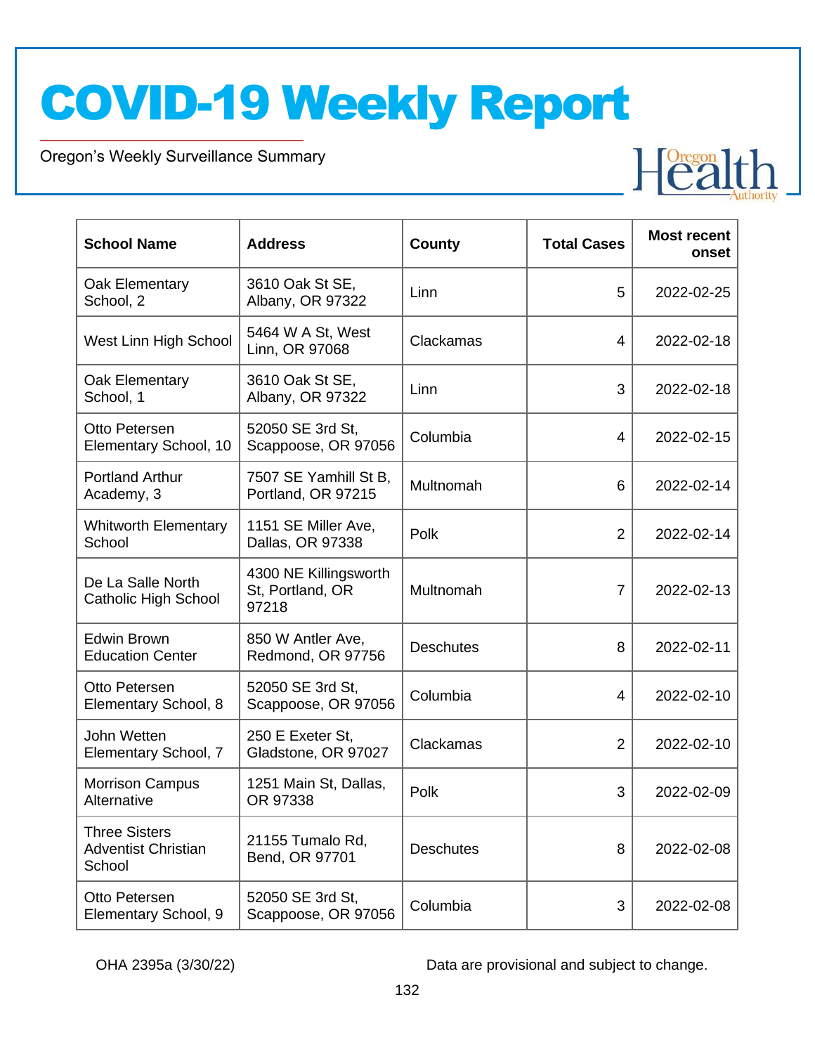| School Name | Address | County | Total Cases | Most recent onset |
|---|---|---|---|---|
| Oak Elementary School, 2 | 3610 Oak St SE, Albany, OR 97322 | Linn | 5 | 2022-02-25 |
| West Linn High School | 5464 W A St, West Linn, OR 97068 | Clackamas | 4 | 2022-02-18 |
| Oak Elementary School, 1 | 3610 Oak St SE, Albany, OR 97322 | Linn | 3 | 2022-02-18 |
| Otto Petersen Elementary School, 10 | 52050 SE 3rd St, Scappoose, OR 97056 | Columbia | 4 | 2022-02-15 |
| Portland Arthur Academy, 3 | 7507 SE Yamhill St B, Portland, OR 97215 | Multnomah | 6 | 2022-02-14 |
| Whitworth Elementary School | 1151 SE Miller Ave, Dallas, OR 97338 | Polk | 2 | 2022-02-14 |
| De La Salle North Catholic High School | 4300 NE Killingsworth St, Portland, OR 97218 | Multnomah | 7 | 2022-02-13 |
| Edwin Brown Education Center | 850 W Antler Ave, Redmond, OR 97756 | Deschutes | 8 | 2022-02-11 |
| Otto Petersen Elementary School, 8 | 52050 SE 3rd St, Scappoose, OR 97056 | Columbia | 4 | 2022-02-10 |
| John Wetten Elementary School, 7 | 250 E Exeter St, Gladstone, OR 97027 | Clackamas | 2 | 2022-02-10 |
| Morrison Campus Alternative | 1251 Main St, Dallas, OR 97338 | Polk | 3 | 2022-02-09 |
| Three Sisters Adventist Christian School | 21155 Tumalo Rd, Bend, OR 97701 | Deschutes | 8 | 2022-02-08 |
| Otto Petersen Elementary School, 9 | 52050 SE 3rd St, Scappoose, OR 97056 | Columbia | 3 | 2022-02-08 |

Data are provisional and subject to change.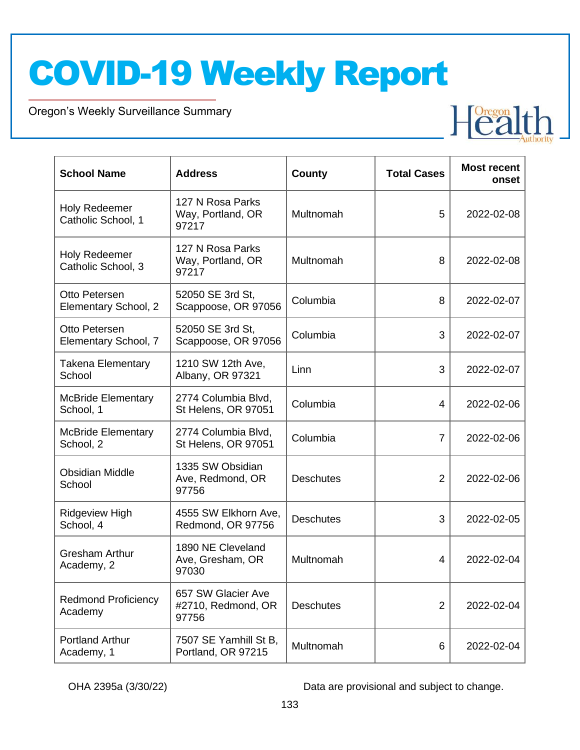| School Name | Address | County | Total Cases | Most recent onset |
|---|---|---|---|---|
| Holy Redeemer Catholic School, 1 | 127 N Rosa Parks Way, Portland, OR 97217 | Multnomah | 5 | 2022-02-08 |
| Holy Redeemer Catholic School, 3 | 127 N Rosa Parks Way, Portland, OR 97217 | Multnomah | 8 | 2022-02-08 |
| Otto Petersen Elementary School, 2 | 52050 SE 3rd St, Scappoose, OR 97056 | Columbia | 8 | 2022-02-07 |
| Otto Petersen Elementary School, 7 | 52050 SE 3rd St, Scappoose, OR 97056 | Columbia | 3 | 2022-02-07 |
| Takena Elementary School | 1210 SW 12th Ave, Albany, OR 97321 | Linn | 3 | 2022-02-07 |
| McBride Elementary School, 1 | 2774 Columbia Blvd, St Helens, OR 97051 | Columbia | 4 | 2022-02-06 |
| McBride Elementary School, 2 | 2774 Columbia Blvd, St Helens, OR 97051 | Columbia | 7 | 2022-02-06 |
| Obsidian Middle School | 1335 SW Obsidian Ave, Redmond, OR 97756 | Deschutes | 2 | 2022-02-06 |
| Ridgeview High School, 4 | 4555 SW Elkhorn Ave, Redmond, OR 97756 | Deschutes | 3 | 2022-02-05 |
| Gresham Arthur Academy, 2 | 1890 NE Cleveland Ave, Gresham, OR 97030 | Multnomah | 4 | 2022-02-04 |
| Redmond Proficiency Academy | 657 SW Glacier Ave #2710, Redmond, OR 97756 | Deschutes | 2 | 2022-02-04 |
| Portland Arthur Academy, 1 | 7507 SE Yamhill St B, Portland, OR 97215 | Multnomah | 6 | 2022-02-04 |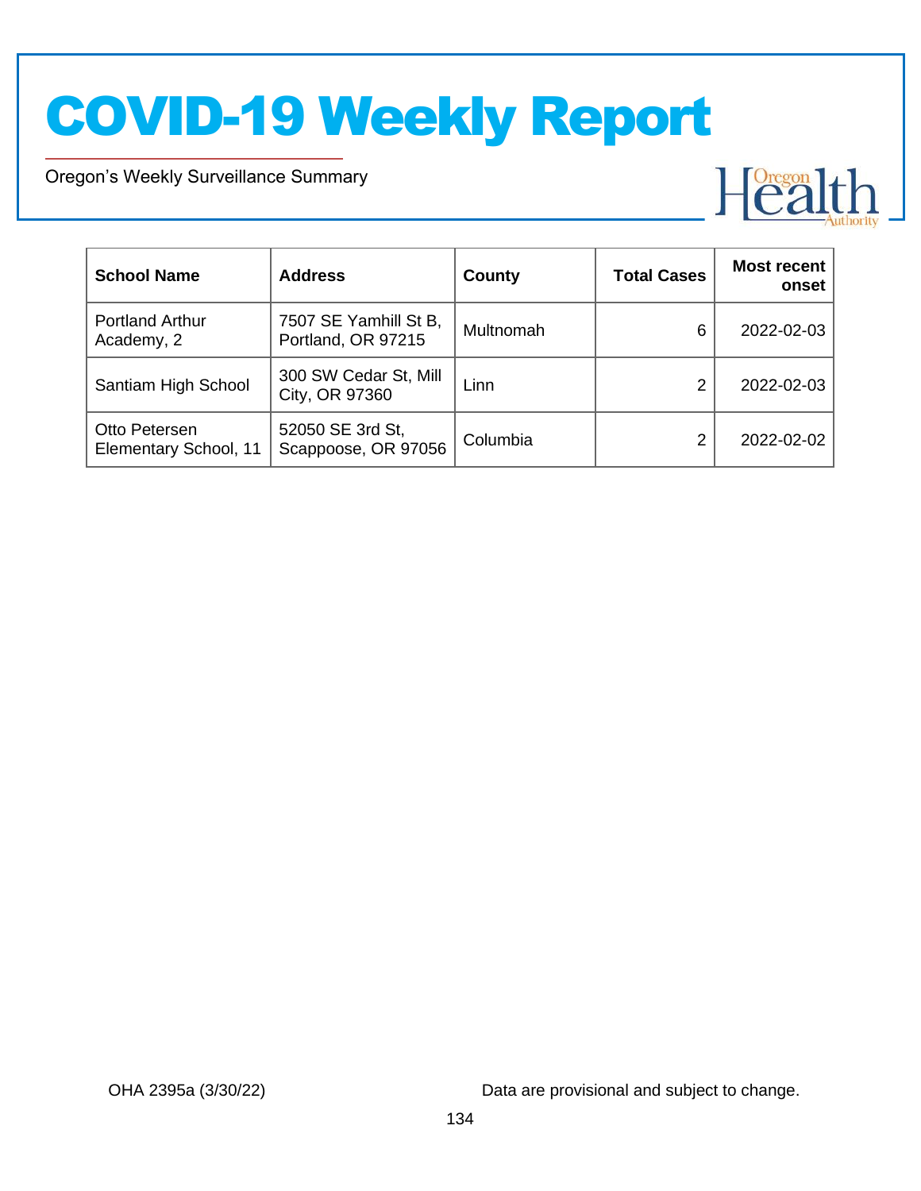# COVID-19 Weekly Report

Oregon's Weekly Surveillance Summary

| School Name | Address | County | Total Cases | Most recent onset |
|---|---|---|---|---|
| Portland Arthur Academy, 2 | 7507 SE Yamhill St B, Portland, OR 97215 | Multnomah | 6 | 2022-02-03 |
| Santiam High School | 300 SW Cedar St, Mill City, OR 97360 | Linn | 2 | 2022-02-03 |
| Otto Petersen Elementary School, 11 | 52050 SE 3rd St, Scappoose, OR 97056 | Columbia | 2 | 2022-02-02 |

OHA 2395a (3/30/22)

Data are provisional and subject to change.